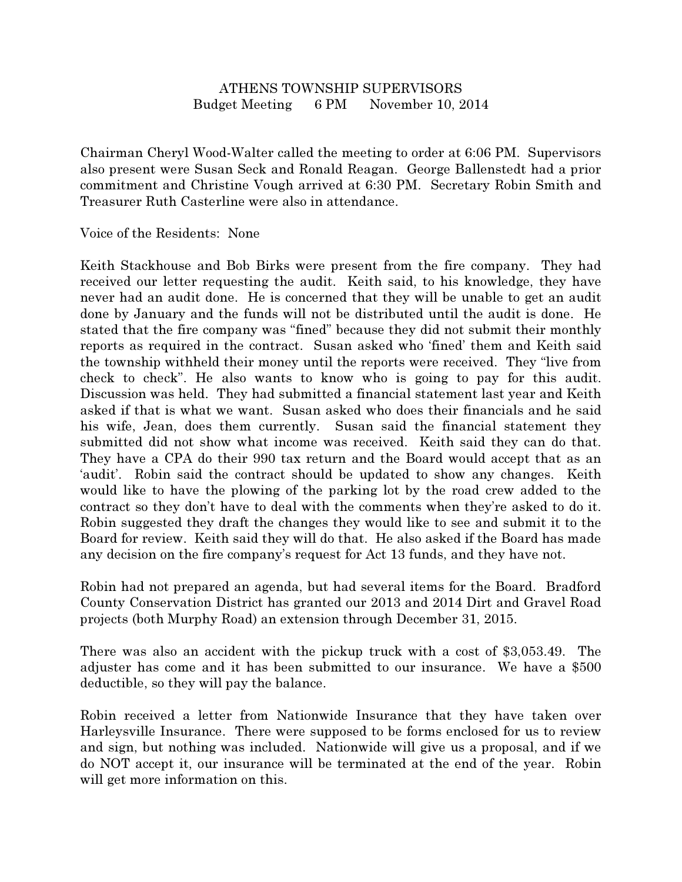# ATHENS TOWNSHIP SUPERVISORS

Budget Meeting 6 PM November 10, 2014

Chairman Cheryl Wood-Walter called the meeting to order at 6:06 PM. Supervisors also present were Susan Seck and Ronald Reagan. George Ballenstedt had a prior commitment and Christine Vough arrived at 6:30 PM. Secretary Robin Smith and Treasurer Ruth Casterline were also in attendance.

Voice of the Residents: None

Keith Stackhouse and Bob Birks were present from the fire company. They had received our letter requesting the audit. Keith said, to his knowledge, they have never had an audit done. He is concerned that they will be unable to get an audit done by January and the funds will not be distributed until the audit is done. He stated that the fire company was "fined" because they did not submit their monthly reports as required in the contract. Susan asked who 'fined' them and Keith said the township withheld their money until the reports were received. They "live from check to check". He also wants to know who is going to pay for this audit. Discussion was held. They had submitted a financial statement last year and Keith asked if that is what we want. Susan asked who does their financials and he said his wife, Jean, does them currently. Susan said the financial statement they submitted did not show what income was received. Keith said they can do that. They have a CPA do their 990 tax return and the Board would accept that as an 'audit'. Robin said the contract should be updated to show any changes. Keith would like to have the plowing of the parking lot by the road crew added to the contract so they don't have to deal with the comments when they're asked to do it. Robin suggested they draft the changes they would like to see and submit it to the Board for review. Keith said they will do that. He also asked if the Board has made any decision on the fire company's request for Act 13 funds, and they have not.

Robin had not prepared an agenda, but had several items for the Board. Bradford County Conservation District has granted our 2013 and 2014 Dirt and Gravel Road projects (both Murphy Road) an extension through December 31, 2015.

There was also an accident with the pickup truck with a cost of $3,053.49. The adjuster has come and it has been submitted to our insurance. We have a $500 deductible, so they will pay the balance.

Robin received a letter from Nationwide Insurance that they have taken over Harleysville Insurance. There were supposed to be forms enclosed for us to review and sign, but nothing was included. Nationwide will give us a proposal, and if we do NOT accept it, our insurance will be terminated at the end of the year. Robin will get more information on this.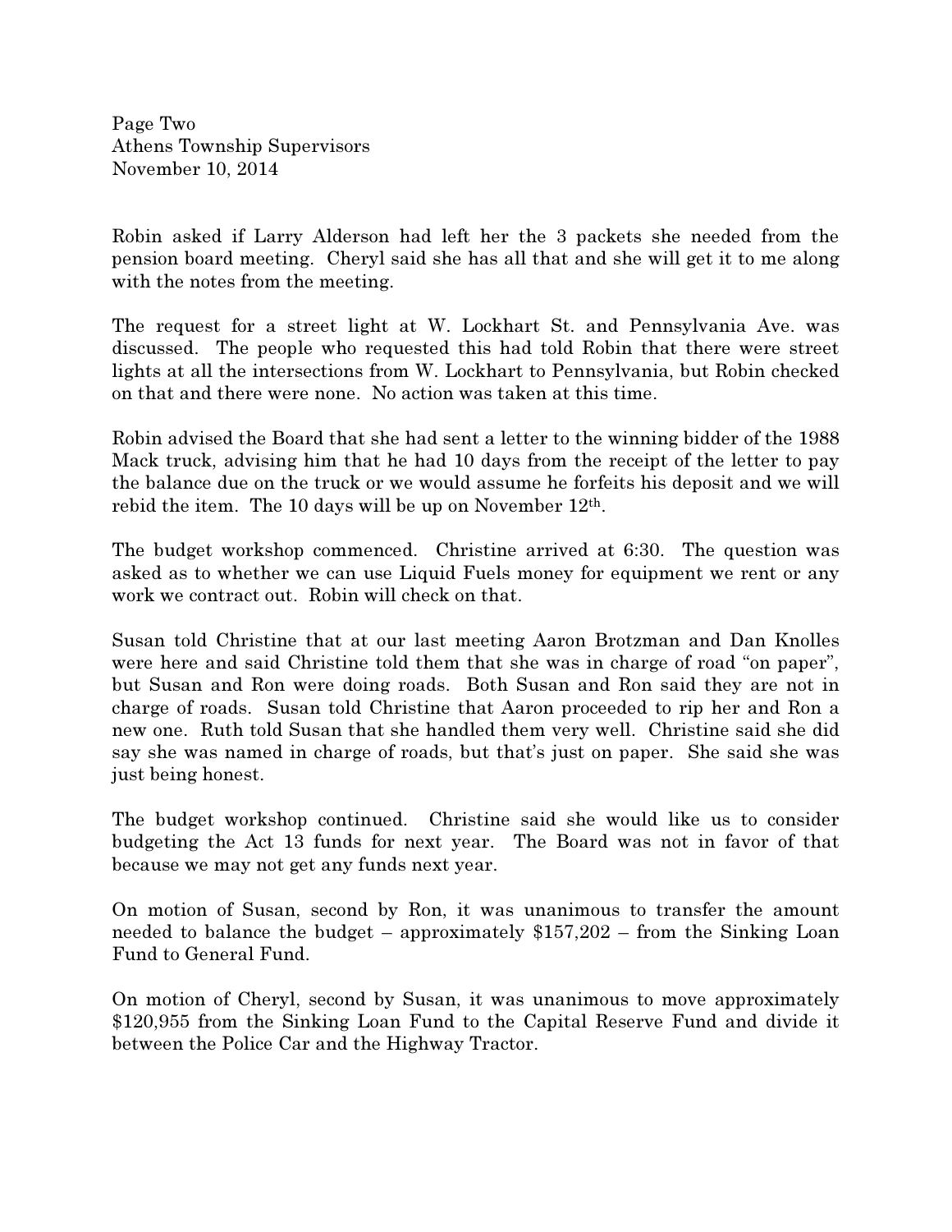Robin asked if Larry Alderson had left her the 3 packets she needed from the pension board meeting. Cheryl said she has all that and she will get it to me along with the notes from the meeting.

The request for a street light at W. Lockhart St. and Pennsylvania Ave. was discussed. The people who requested this had told Robin that there were street lights at all the intersections from W. Lockhart to Pennsylvania, but Robin checked on that and there were none. No action was taken at this time.

Robin advised the Board that she had sent a letter to the winning bidder of the 1988 Mack truck, advising him that he had 10 days from the receipt of the letter to pay the balance due on the truck or we would assume he forfeits his deposit and we will rebid the item. The 10 days will be up on November 12th.

The budget workshop commenced. Christine arrived at 6:30. The question was asked as to whether we can use Liquid Fuels money for equipment we rent or any work we contract out. Robin will check on that.

Susan told Christine that at our last meeting Aaron Brotzman and Dan Knolles were here and said Christine told them that she was in charge of road "on paper", but Susan and Ron were doing roads. Both Susan and Ron said they are not in charge of roads. Susan told Christine that Aaron proceeded to rip her and Ron a new one. Ruth told Susan that she handled them very well. Christine said she did say she was named in charge of roads, but that's just on paper. She said she was just being honest.

The budget workshop continued. Christine said she would like us to consider budgeting the Act 13 funds for next year. The Board was not in favor of that because we may not get any funds next year.

On motion of Susan, second by Ron, it was unanimous to transfer the amount needed to balance the budget – approximately $157,202 – from the Sinking Loan Fund to General Fund.

On motion of Cheryl, second by Susan, it was unanimous to move approximately $120,955 from the Sinking Loan Fund to the Capital Reserve Fund and divide it between the Police Car and the Highway Tractor.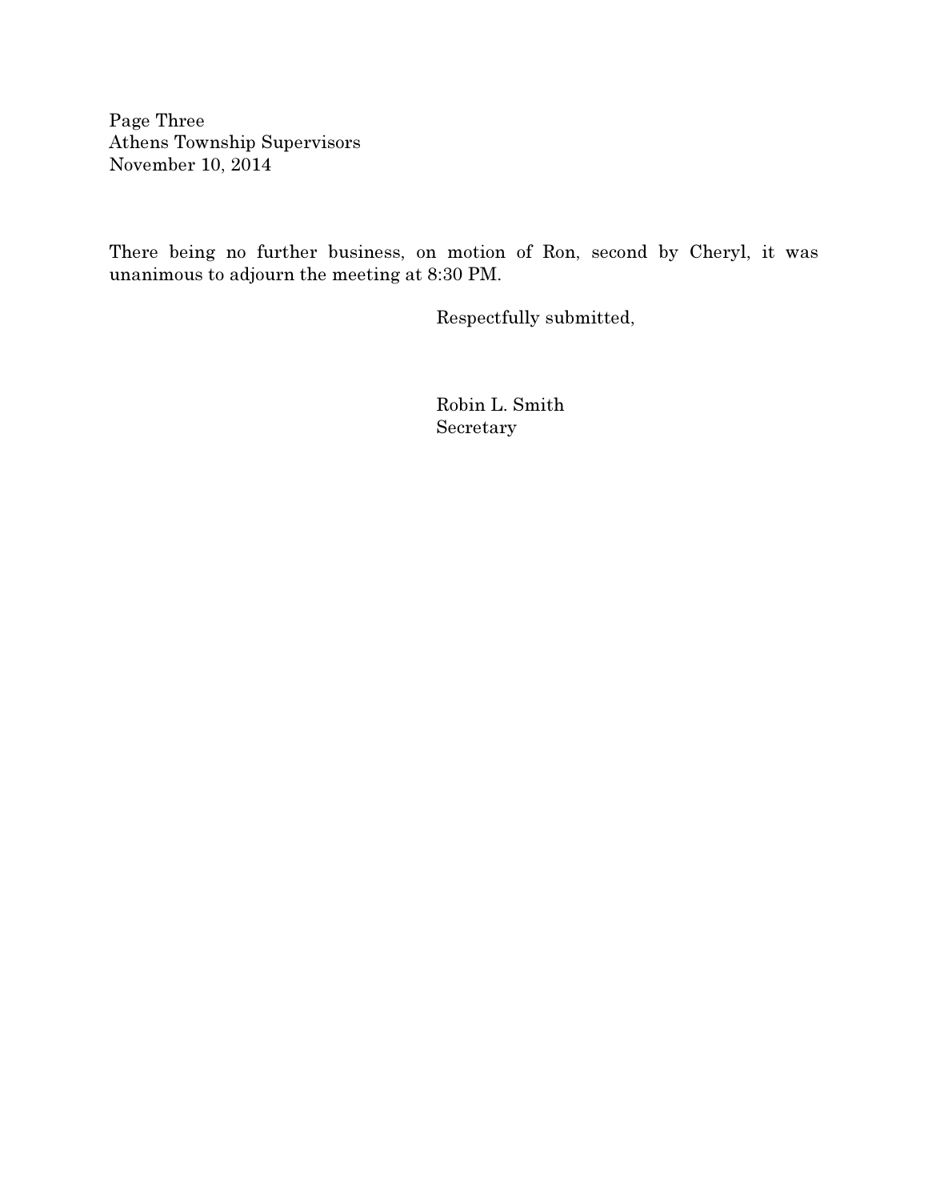There being no further business, on motion of Ron, second by Cheryl, it was unanimous to adjourn the meeting at 8:30 PM.

Respectfully submitted,

Robin L. Smith
Secretary